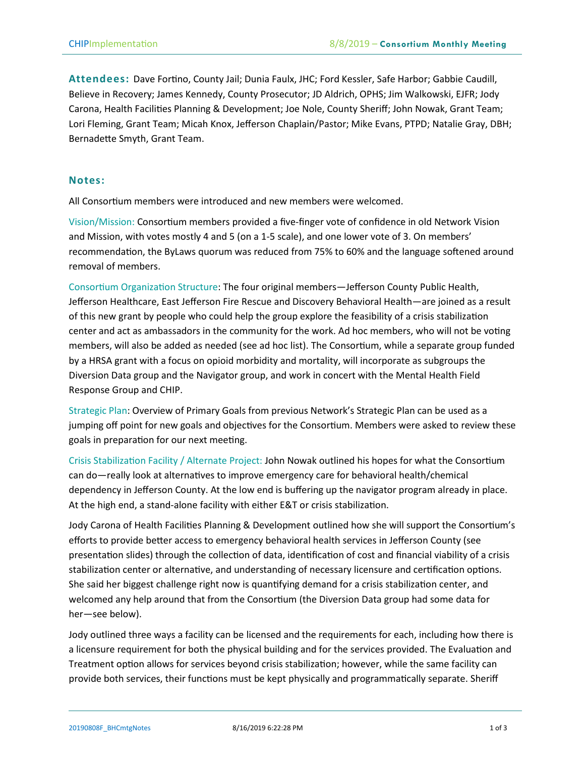**Attendees:** Dave Fortino, County Jail; Dunia Faulx, JHC; Ford Kessler, Safe Harbor; Gabbie Caudill, Believe in Recovery; James Kennedy, County Prosecutor; JD Aldrich, OPHS; Jim Walkowski, EJFR; Jody Carona, Health Facilities Planning & Development; Joe Nole, County Sheriff; John Nowak, Grant Team; Lori Fleming, Grant Team; Micah Knox, Jefferson Chaplain/Pastor; Mike Evans, PTPD; Natalie Gray, DBH; Bernadette Smyth, Grant Team.

## Notes:

All Consortium members were introduced and new members were welcomed.

Vision/Mission: Consortium members provided a five-finger vote of confidence in old Network Vision and Mission, with votes mostly 4 and 5 (on a 1-5 scale), and one lower vote of 3. On members' recommendation, the ByLaws quorum was reduced from 75% to 60% and the language softened around removal of members.

Consortium Organization Structure: The four original members—Jefferson County Public Health, Jefferson Healthcare, East Jefferson Fire Rescue and Discovery Behavioral Health—are joined as a result of this new grant by people who could help the group explore the feasibility of a crisis stabilization center and act as ambassadors in the community for the work. Ad hoc members, who will not be voting members, will also be added as needed (see ad hoc list). The Consortium, while a separate group funded by a HRSA grant with a focus on opioid morbidity and mortality, will incorporate as subgroups the Diversion Data group and the Navigator group, and work in concert with the Mental Health Field Response Group and CHIP.

Strategic Plan: Overview of Primary Goals from previous Network's Strategic Plan can be used as a jumping off point for new goals and objectives for the Consortium. Members were asked to review these goals in preparation for our next meeting.

Crisis Stabilization Facility / Alternate Project: John Nowak outlined his hopes for what the Consortium can do—really look at alternatives to improve emergency care for behavioral health/chemical dependency in Jefferson County. At the low end is buffering up the navigator program already in place. At the high end, a stand-alone facility with either E&T or crisis stabilization.

Jody Carona of Health Facilities Planning & Development outlined how she will support the Consortium's efforts to provide better access to emergency behavioral health services in Jefferson County (see presentation slides) through the collection of data, identification of cost and financial viability of a crisis stabilization center or alternative, and understanding of necessary licensure and certification options. She said her biggest challenge right now is quantifying demand for a crisis stabilization center, and welcomed any help around that from the Consortium (the Diversion Data group had some data for her—see below).

Jody outlined three ways a facility can be licensed and the requirements for each, including how there is a licensure requirement for both the physical building and for the services provided. The Evaluation and Treatment option allows for services beyond crisis stabilization; however, while the same facility can provide both services, their functions must be kept physically and programmatically separate. Sheriff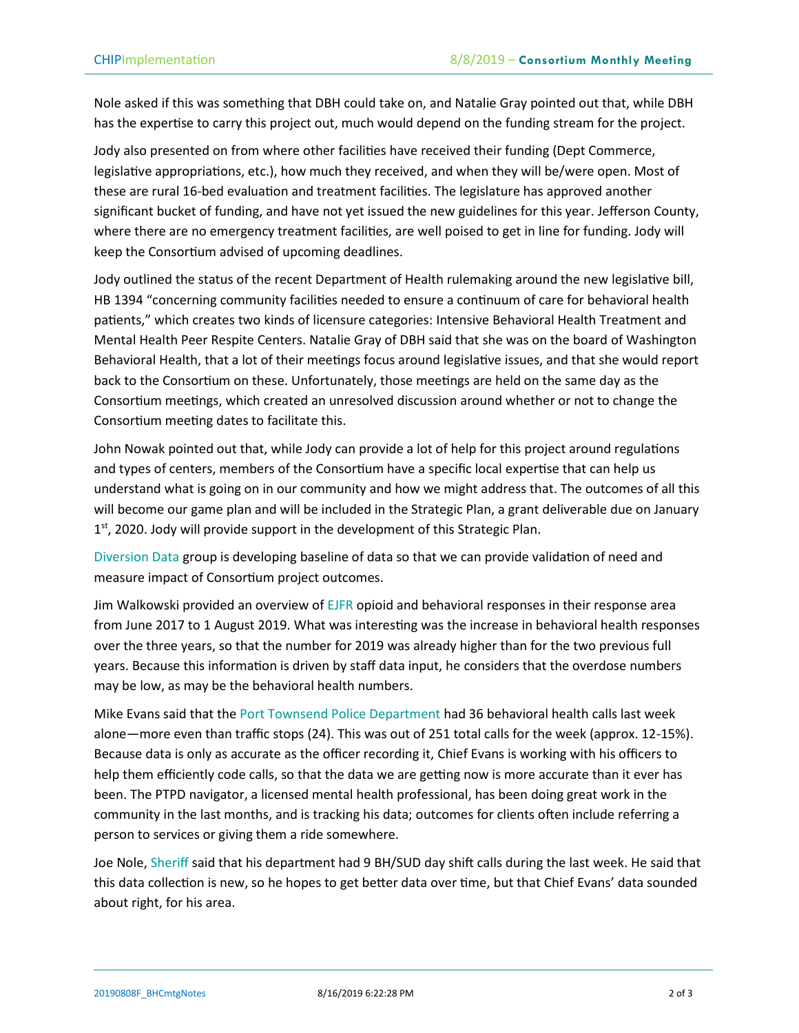Nole asked if this was something that DBH could take on, and Natalie Gray pointed out that, while DBH has the expertise to carry this project out, much would depend on the funding stream for the project.

Jody also presented on from where other facilities have received their funding (Dept Commerce, legislative appropriations, etc.), how much they received, and when they will be/were open. Most of these are rural 16-bed evaluation and treatment facilities. The legislature has approved another significant bucket of funding, and have not yet issued the new guidelines for this year. Jefferson County, where there are no emergency treatment facilities, are well poised to get in line for funding. Jody will keep the Consortium advised of upcoming deadlines.

Jody outlined the status of the recent Department of Health rulemaking around the new legislative bill, HB 1394 "concerning community facilities needed to ensure a continuum of care for behavioral health patients," which creates two kinds of licensure categories: Intensive Behavioral Health Treatment and Mental Health Peer Respite Centers. Natalie Gray of DBH said that she was on the board of Washington Behavioral Health, that a lot of their meetings focus around legislative issues, and that she would report back to the Consortium on these. Unfortunately, those meetings are held on the same day as the Consortium meetings, which created an unresolved discussion around whether or not to change the Consortium meeting dates to facilitate this.

John Nowak pointed out that, while Jody can provide a lot of help for this project around regulations and types of centers, members of the Consortium have a specific local expertise that can help us understand what is going on in our community and how we might address that. The outcomes of all this will become our game plan and will be included in the Strategic Plan, a grant deliverable due on January 1st, 2020. Jody will provide support in the development of this Strategic Plan.

Diversion Data group is developing baseline of data so that we can provide validation of need and measure impact of Consortium project outcomes.

Jim Walkowski provided an overview of EJFR opioid and behavioral responses in their response area from June 2017 to 1 August 2019. What was interesting was the increase in behavioral health responses over the three years, so that the number for 2019 was already higher than for the two previous full years. Because this information is driven by staff data input, he considers that the overdose numbers may be low, as may be the behavioral health numbers.

Mike Evans said that the Port Townsend Police Department had 36 behavioral health calls last week alone—more even than traffic stops (24). This was out of 251 total calls for the week (approx. 12-15%). Because data is only as accurate as the officer recording it, Chief Evans is working with his officers to help them efficiently code calls, so that the data we are getting now is more accurate than it ever has been. The PTPD navigator, a licensed mental health professional, has been doing great work in the community in the last months, and is tracking his data; outcomes for clients often include referring a person to services or giving them a ride somewhere.

Joe Nole, Sheriff said that his department had 9 BH/SUD day shift calls during the last week. He said that this data collection is new, so he hopes to get better data over time, but that Chief Evans' data sounded about right, for his area.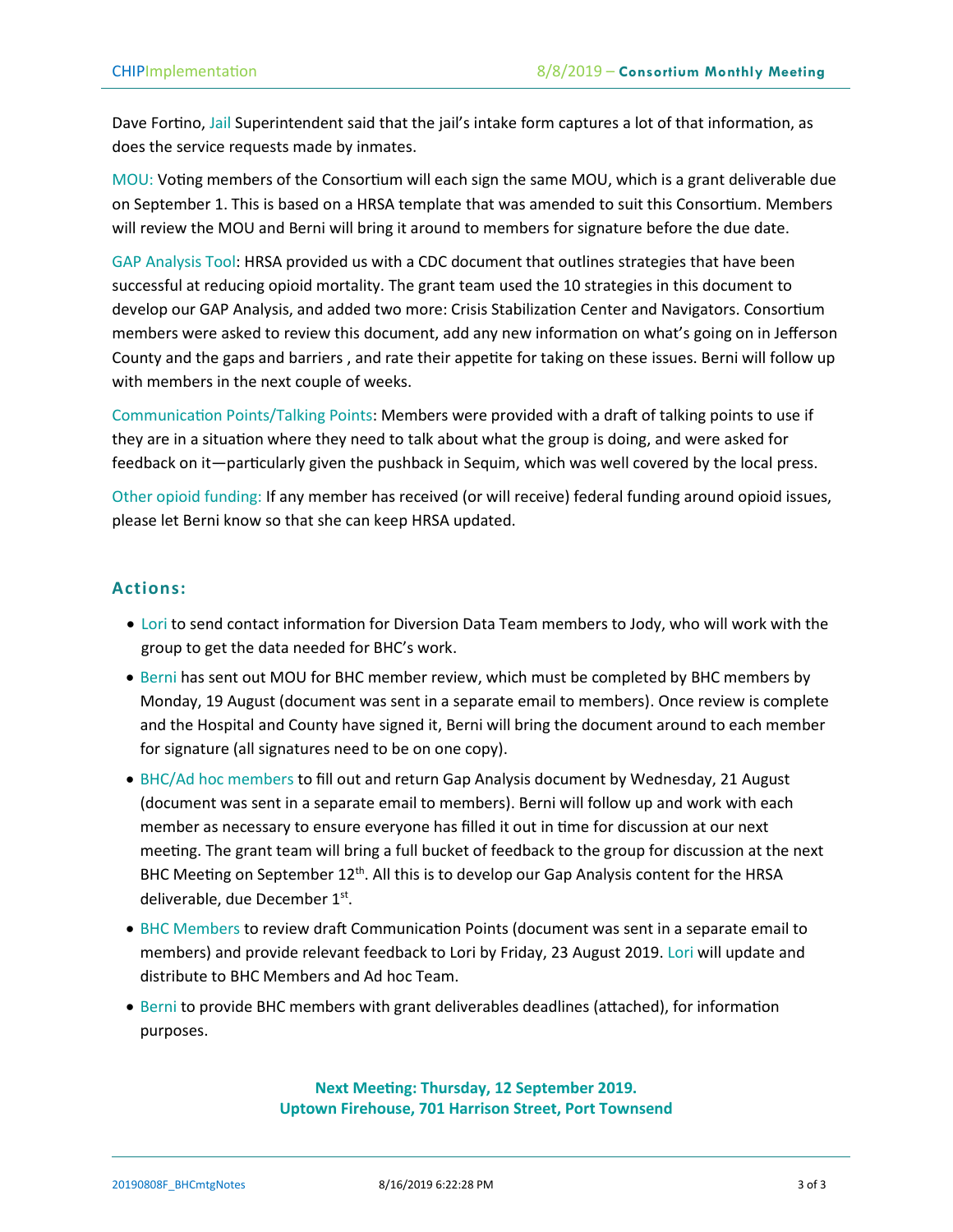Dave Fortino, Jail Superintendent said that the jail's intake form captures a lot of that information, as does the service requests made by inmates.

MOU: Voting members of the Consortium will each sign the same MOU, which is a grant deliverable due on September 1. This is based on a HRSA template that was amended to suit this Consortium. Members will review the MOU and Berni will bring it around to members for signature before the due date.

GAP Analysis Tool: HRSA provided us with a CDC document that outlines strategies that have been successful at reducing opioid mortality. The grant team used the 10 strategies in this document to develop our GAP Analysis, and added two more: Crisis Stabilization Center and Navigators. Consortium members were asked to review this document, add any new information on what's going on in Jefferson County and the gaps and barriers , and rate their appetite for taking on these issues. Berni will follow up with members in the next couple of weeks.

Communication Points/Talking Points: Members were provided with a draft of talking points to use if they are in a situation where they need to talk about what the group is doing, and were asked for feedback on it—particularly given the pushback in Sequim, which was well covered by the local press.

Other opioid funding: If any member has received (or will receive) federal funding around opioid issues, please let Berni know so that she can keep HRSA updated.

## Actions:

- Lori to send contact information for Diversion Data Team members to Jody, who will work with the group to get the data needed for BHC's work.
- Berni has sent out MOU for BHC member review, which must be completed by BHC members by Monday, 19 August (document was sent in a separate email to members). Once review is complete and the Hospital and County have signed it, Berni will bring the document around to each member for signature (all signatures need to be on one copy).
- BHC/Ad hoc members to fill out and return Gap Analysis document by Wednesday, 21 August (document was sent in a separate email to members). Berni will follow up and work with each member as necessary to ensure everyone has filled it out in time for discussion at our next meeting. The grant team will bring a full bucket of feedback to the group for discussion at the next BHC Meeting on September 12th. All this is to develop our Gap Analysis content for the HRSA deliverable, due December 1st.
- BHC Members to review draft Communication Points (document was sent in a separate email to members) and provide relevant feedback to Lori by Friday, 23 August 2019. Lori will update and distribute to BHC Members and Ad hoc Team.
- Berni to provide BHC members with grant deliverables deadlines (attached), for information purposes.

**Next Meeting: Thursday, 12 September 2019.**
**Uptown Firehouse, 701 Harrison Street, Port Townsend**